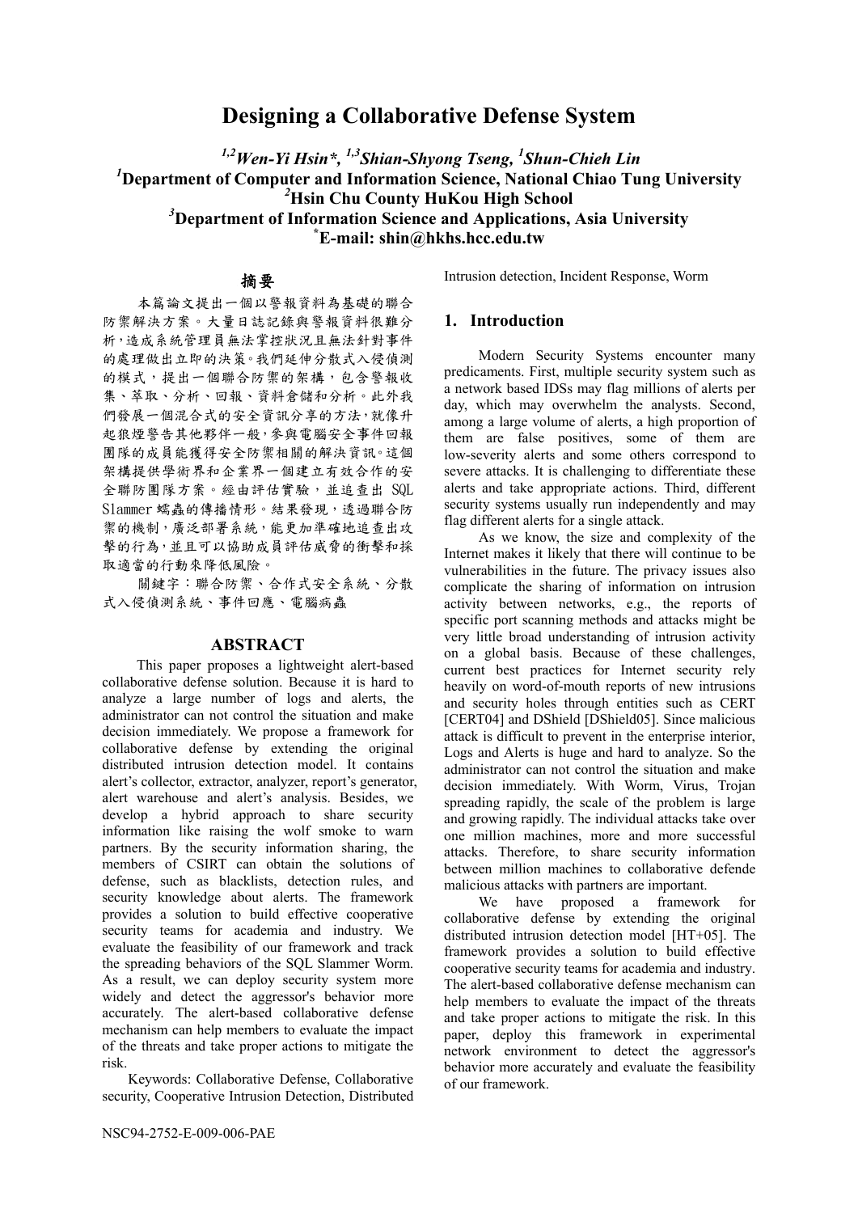# Designing a Collaborative Defense System

**[1,2]Wen-Yi Hsin\*, [1,3]Shian-Shyong Tseng, [1]Shun-Chieh Lin**

**[1]Department of Computer and Information Science, National Chiao Tung University**

**[2]Hsin Chu County HuKou High School**

**[3]Department of Information Science and Applications, Asia University**

**\*E-mail: shin@hkhs.hcc.edu.tw**

## 摘要

本篇論文提出一個以警報資料為基礎的聯合防禦解決方案。大量日誌記錄與警報資料很難分析，造成系統管理員無法掌控狀況且無法針對事件的處理做出立即的決策。我們延伸分散式入侵偵測的模式，提出一個聯合防禦的架構，包含警報收集、萃取、分析、回報、資料倉儲和分析。此外我們發展一個混合式的安全資訊分享的方法，就像升起狼煙警告其他夥伴一般，參與電腦安全事件回報團隊的成員能獲得安全防禦相關的解決資訊。這個架構提供學術界和企業界一個建立有效合作的安全聯防團隊方案。經由評估實驗，並追查出 SQL Slammer 蠕蟲的傳播情形。結果發現，透過聯合防禦的機制，廣泛部署系統，能更加準確地追查出攻擊的行為，並且可以協助成員評估威脅的衝擊和採取適當的行動來降低風險。

關鍵字：聯合防禦、合作式安全系統、分散式入侵偵測系統、事件回應、電腦病蟲

## ABSTRACT

This paper proposes a lightweight alert-based collaborative defense solution. Because it is hard to analyze a large number of logs and alerts, the administrator can not control the situation and make decision immediately. We propose a framework for collaborative defense by extending the original distributed intrusion detection model. It contains alert's collector, extractor, analyzer, report's generator, alert warehouse and alert's analysis. Besides, we develop a hybrid approach to share security information like raising the wolf smoke to warn partners. By the security information sharing, the members of CSIRT can obtain the solutions of defense, such as blacklists, detection rules, and security knowledge about alerts. The framework provides a solution to build effective cooperative security teams for academia and industry. We evaluate the feasibility of our framework and track the spreading behaviors of the SQL Slammer Worm. As a result, we can deploy security system more widely and detect the aggressor's behavior more accurately. The alert-based collaborative defense mechanism can help members to evaluate the impact of the threats and take proper actions to mitigate the risk.

Keywords: Collaborative Defense, Collaborative security, Cooperative Intrusion Detection, Distributed Intrusion detection, Incident Response, Worm

## 1. Introduction

Modern Security Systems encounter many predicaments. First, multiple security system such as a network based IDSs may flag millions of alerts per day, which may overwhelm the analysts. Second, among a large volume of alerts, a high proportion of them are false positives, some of them are low-severity alerts and some others correspond to severe attacks. It is challenging to differentiate these alerts and take appropriate actions. Third, different security systems usually run independently and may flag different alerts for a single attack.

As we know, the size and complexity of the Internet makes it likely that there will continue to be vulnerabilities in the future. The privacy issues also complicate the sharing of information on intrusion activity between networks, e.g., the reports of specific port scanning methods and attacks might be very little broad understanding of intrusion activity on a global basis. Because of these challenges, current best practices for Internet security rely heavily on word-of-mouth reports of new intrusions and security holes through entities such as CERT [CERT04] and DShield [DShield05]. Since malicious attack is difficult to prevent in the enterprise interior, Logs and Alerts is huge and hard to analyze. So the administrator can not control the situation and make decision immediately. With Worm, Virus, Trojan spreading rapidly, the scale of the problem is large and growing rapidly. The individual attacks take over one million machines, more and more successful attacks. Therefore, to share security information between million machines to collaborative defende malicious attacks with partners are important.

We have proposed a framework for collaborative defense by extending the original distributed intrusion detection model [HT+05]. The framework provides a solution to build effective cooperative security teams for academia and industry. The alert-based collaborative defense mechanism can help members to evaluate the impact of the threats and take proper actions to mitigate the risk. In this paper, deploy this framework in experimental network environment to detect the aggressor's behavior more accurately and evaluate the feasibility of our framework.

NSC94-2752-E-009-006-PAE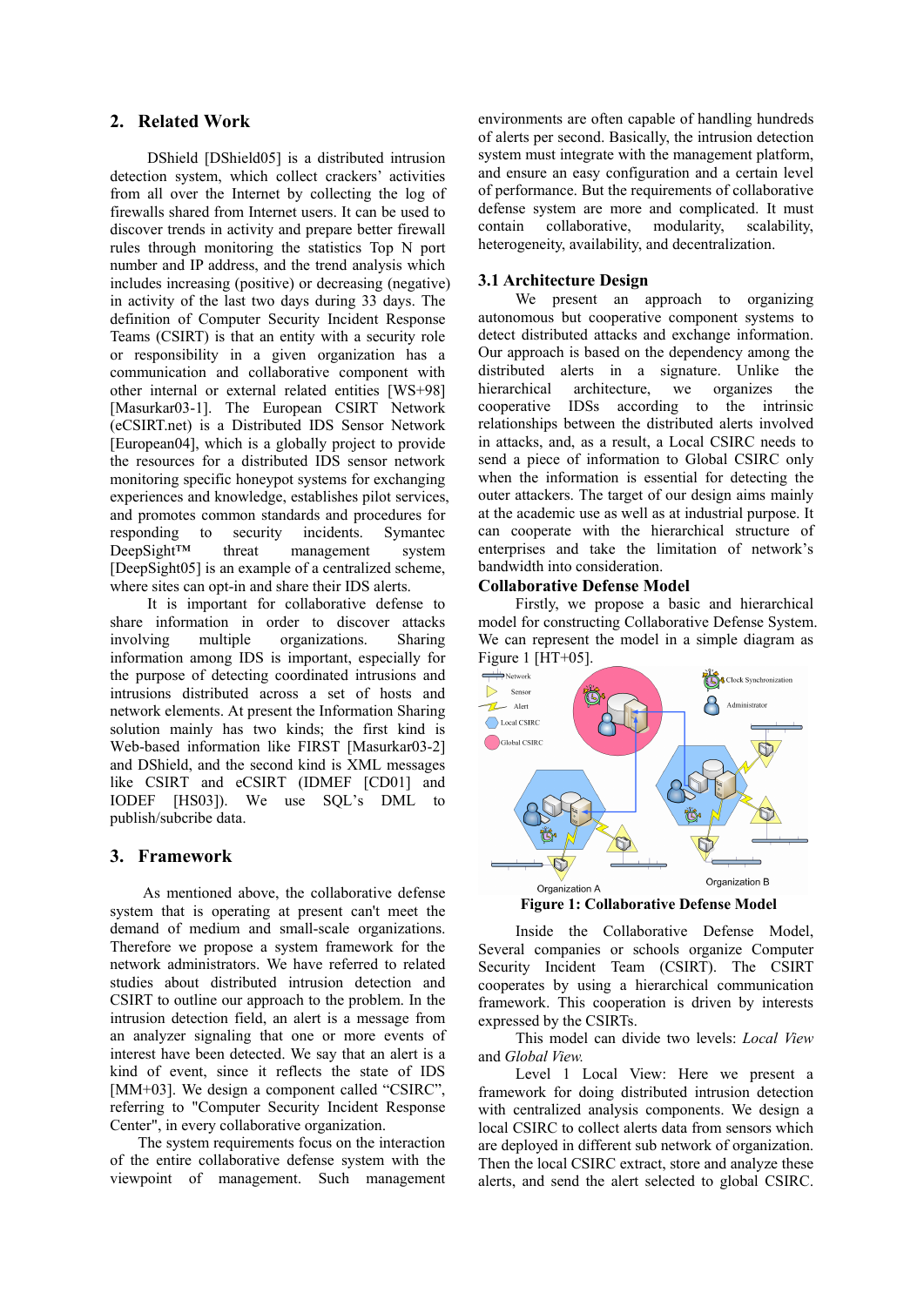## 2. Related Work

DShield [DShield05] is a distributed intrusion detection system, which collect crackers' activities from all over the Internet by collecting the log of firewalls shared from Internet users. It can be used to discover trends in activity and prepare better firewall rules through monitoring the statistics Top N port number and IP address, and the trend analysis which includes increasing (positive) or decreasing (negative) in activity of the last two days during 33 days. The definition of Computer Security Incident Response Teams (CSIRT) is that an entity with a security role or responsibility in a given organization has a communication and collaborative component with other internal or external related entities [WS+98] [Masurkar03-1]. The European CSIRT Network (eCSIRT.net) is a Distributed IDS Sensor Network [European04], which is a globally project to provide the resources for a distributed IDS sensor network monitoring specific honeypot systems for exchanging experiences and knowledge, establishes pilot services, and promotes common standards and procedures for responding to security incidents. Symantec DeepSight™ threat management system [DeepSight05] is an example of a centralized scheme, where sites can opt-in and share their IDS alerts.

It is important for collaborative defense to share information in order to discover attacks involving multiple organizations. Sharing information among IDS is important, especially for the purpose of detecting coordinated intrusions and intrusions distributed across a set of hosts and network elements. At present the Information Sharing solution mainly has two kinds; the first kind is Web-based information like FIRST [Masurkar03-2] and DShield, and the second kind is XML messages like CSIRT and eCSIRT (IDMEF [CD01] and IODEF [HS03]). We use SQL's DML to publish/subcribe data.

## 3. Framework

As mentioned above, the collaborative defense system that is operating at present can't meet the demand of medium and small-scale organizations. Therefore we propose a system framework for the network administrators. We have referred to related studies about distributed intrusion detection and CSIRT to outline our approach to the problem. In the intrusion detection field, an alert is a message from an analyzer signaling that one or more events of interest have been detected. We say that an alert is a kind of event, since it reflects the state of IDS [MM+03]. We design a component called "CSIRC", referring to "Computer Security Incident Response Center", in every collaborative organization.

The system requirements focus on the interaction of the entire collaborative defense system with the viewpoint of management. Such management environments are often capable of handling hundreds of alerts per second. Basically, the intrusion detection system must integrate with the management platform, and ensure an easy configuration and a certain level of performance. But the requirements of collaborative defense system are more and complicated. It must contain collaborative, modularity, scalability, heterogeneity, availability, and decentralization.

### 3.1 Architecture Design

We present an approach to organizing autonomous but cooperative component systems to detect distributed attacks and exchange information. Our approach is based on the dependency among the distributed alerts in a signature. Unlike the hierarchical architecture, we organizes the cooperative IDSs according to the intrinsic relationships between the distributed alerts involved in attacks, and, as a result, a Local CSIRC needs to send a piece of information to Global CSIRC only when the information is essential for detecting the outer attackers. The target of our design aims mainly at the academic use as well as at industrial purpose. It can cooperate with the hierarchical structure of enterprises and take the limitation of network's bandwidth into consideration.

### Collaborative Defense Model

Firstly, we propose a basic and hierarchical model for constructing Collaborative Defense System. We can represent the model in a simple diagram as Figure 1 [HT+05].

**Figure 1: Collaborative Defense Model**

Inside the Collaborative Defense Model, Several companies or schools organize Computer Security Incident Team (CSIRT). The CSIRT cooperates by using a hierarchical communication framework. This cooperation is driven by interests expressed by the CSIRTs.

This model can divide two levels: *Local View* and *Global View*.

Level 1 Local View: Here we present a framework for doing distributed intrusion detection with centralized analysis components. We design a local CSIRC to collect alerts data from sensors which are deployed in different sub network of organization. Then the local CSIRC extract, store and analyze these alerts, and send the alert selected to global CSIRC.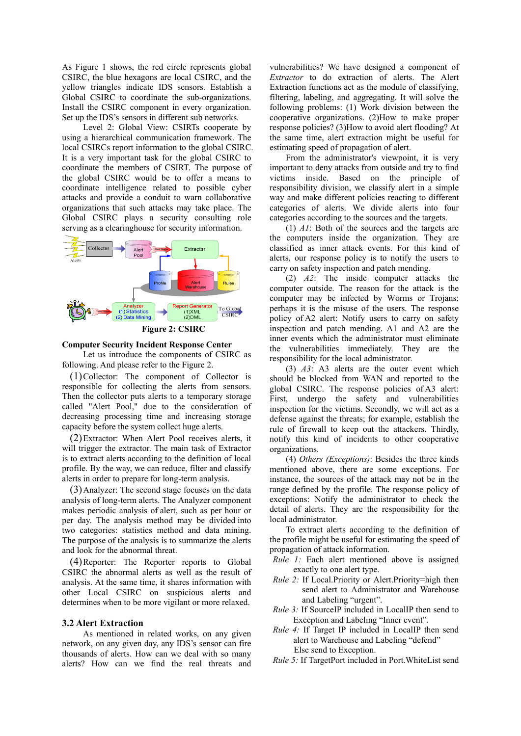As Figure 1 shows, the red circle represents global CSIRC, the blue hexagons are local CSIRC, and the yellow triangles indicate IDS sensors. Establish a Global CSIRC to coordinate the sub-organizations. Install the CSIRC component in every organization. Set up the IDS's sensors in different sub networks.

Level 2: Global View: CSIRTs cooperate by using a hierarchical communication framework. The local CSIRCs report information to the global CSIRC. It is a very important task for the global CSIRC to coordinate the members of CSIRT. The purpose of the global CSIRC would be to offer a means to coordinate intelligence related to possible cyber attacks and provide a conduit to warn collaborative organizations that such attacks may take place. The Global CSIRC plays a security consulting role serving as a clearinghouse for security information.

**Figure 2: CSIRC**

**Computer Security Incident Response Center**

Let us introduce the components of CSIRC as following. And please refer to the Figure 2.

(1) Collector: The component of Collector is responsible for collecting the alerts from sensors. Then the collector puts alerts to a temporary storage called "Alert Pool," due to the consideration of decreasing processing time and increasing storage capacity before the system collect huge alerts.

(2) Extractor: When Alert Pool receives alerts, it will trigger the extractor. The main task of Extractor is to extract alerts according to the definition of local profile. By the way, we can reduce, filter and classify alerts in order to prepare for long-term analysis.

(3) Analyzer: The second stage focuses on the data analysis of long-term alerts. The Analyzer component makes periodic analysis of alert, such as per hour or per day. The analysis method may be divided into two categories: statistics method and data mining. The purpose of the analysis is to summarize the alerts and look for the abnormal threat.

(4) Reporter: The Reporter reports to Global CSIRC the abnormal alerts as well as the result of analysis. At the same time, it shares information with other Local CSIRC on suspicious alerts and determines when to be more strict or more relaxed.

## 3.2 Alert Extraction

As mentioned in related works, on any given network, on any given day, any IDS's sensor can fire thousands of alerts. How can we deal with so many alerts? How can we find the real threats and vulnerabilities? We have designed a component of *Extractor* to do extraction of alerts. The Alert Extraction functions act as the module of classifying, filtering, labeling, and aggregating. It will solve the following problems: (1) Work division between the cooperative organizations. (2)How to make proper response policies? (3)How to avoid alert flooding? At the same time, alert extraction might be useful for estimating speed of propagation of alert.

From the administrator's viewpoint, it is very important to deny attacks from outside and try to find victims inside. Based on the principle of responsibility division, we classify alert in a simple way and make different policies reacting to different categories of alerts. We divide alerts into four categories according to the sources and the targets.

(1) *A1*: Both of the sources and the targets are the computers inside the organization. They are classified as inner attack events. For this kind of alerts, our response policy is to notify the users to carry on safety inspection and patch mending.

(2) *A2*: The inside computer attacks the computer outside. The reason for the attack is the computer may be infected by Worms or Trojans; perhaps it is the misuse of the users. The response policy of A2 alert: Notify users to carry on safety inspection and patch mending. A1 and A2 are the inner events which the administrator must eliminate the vulnerabilities immediately. They are the responsibility for the local administrator.

(3) *A3*: A3 alerts are the outer event which should be blocked from WAN and reported to the global CSIRC. The response policies of A3 alert: First, undergo the safety and vulnerabilities inspection for the victims. Secondly, we will act as a defense against the threats; for example, establish the rule of firewall to keep out the attackers. Thirdly, notify this kind of incidents to other cooperative organizations.

(4) *Others (Exceptions)*: Besides the three kinds mentioned above, there are some exceptions. For instance, the sources of the attack may not be in the range defined by the profile. The response policy of exceptions: Notify the administrator to check the detail of alerts. They are the responsibility for the local administrator.

To extract alerts according to the definition of the profile might be useful for estimating the speed of propagation of attack information.

*Rule 1:* Each alert mentioned above is assigned exactly to one alert type.

*Rule 2:* If Local.Priority or Alert.Priority=high then send alert to Administrator and Warehouse and Labeling "urgent".

*Rule 3:* If SourceIP included in LocalIP then send to Exception and Labeling "Inner event".

*Rule 4:* If Target IP included in LocalIP then send alert to Warehouse and Labeling "defend" Else send to Exception.

*Rule 5:* If TargetPort included in Port.WhiteList send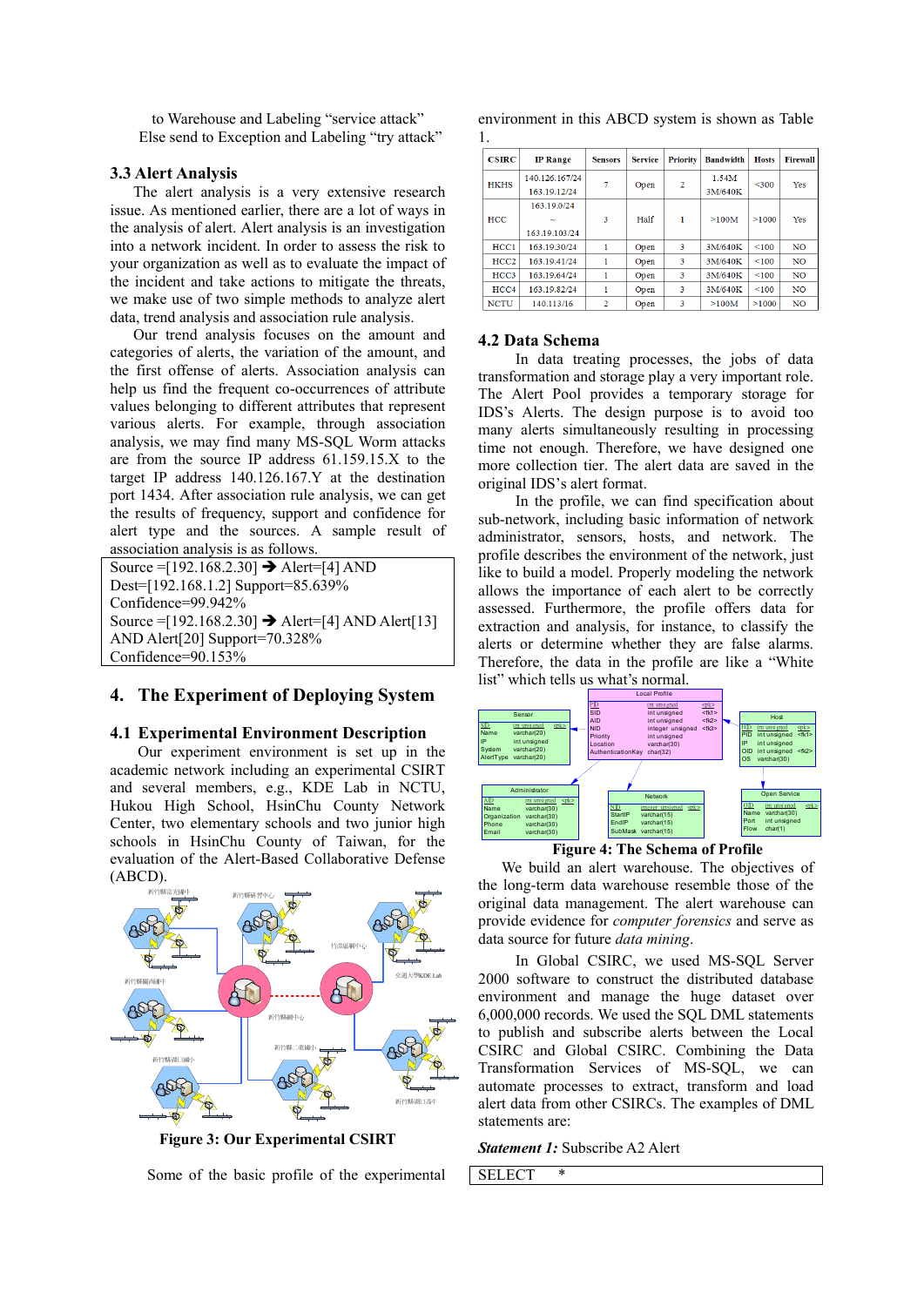to Warehouse and Labeling "service attack"
Else send to Exception and Labeling "try attack"

### 3.3 Alert Analysis

The alert analysis is a very extensive research issue. As mentioned earlier, there are a lot of ways in the analysis of alert. Alert analysis is an investigation into a network incident. In order to assess the risk to your organization as well as to evaluate the impact of the incident and take actions to mitigate the threats, we make use of two simple methods to analyze alert data, trend analysis and association rule analysis.

Our trend analysis focuses on the amount and categories of alerts, the variation of the amount, and the first offense of alerts. Association analysis can help us find the frequent co-occurrences of attribute values belonging to different attributes that represent various alerts. For example, through association analysis, we may find many MS-SQL Worm attacks are from the source IP address 61.159.15.X to the target IP address 140.126.167.Y at the destination port 1434. After association rule analysis, we can get the results of frequency, support and confidence for alert type and the sources. A sample result of association analysis is as follows.

```
Source =[192.168.2.30] ➔ Alert=[4] AND
Dest=[192.168.1.2] Support=85.639%
Confidence=99.942%
Source =[192.168.2.30] ➔ Alert=[4] AND Alert[13]
AND Alert[20] Support=70.328%
Confidence=90.153%
```

## 4. The Experiment of Deploying System

### 4.1 Experimental Environment Description

Our experiment environment is set up in the academic network including an experimental CSIRT and several members, e.g., KDE Lab in NCTU, Hukou High School, HsinChu County Network Center, two elementary schools and two junior high schools in HsinChu County of Taiwan, for the evaluation of the Alert-Based Collaborative Defense (ABCD).

Figure 3: Our Experimental CSIRT

Some of the basic profile of the experimental environment in this ABCD system is shown as Table 1.

| CSIRC | IP Range | Sensors | Service | Priority | Bandwidth | Hosts | Firewall |
|---|---|---|---|---|---|---|---|
| HKHS | 140.126.167/24 163.19.12/24 | 7 | Open | 2 | 1.54M 3M/640K | <300 | Yes |
| HCC | 163.19.0/24 ~ 163.19.103/24 | 3 | Half | 1 | >100M | >1000 | Yes |
| HCC1 | 163.19.30/24 | 1 | Open | 3 | 3M/640K | <100 | NO |
| HCC2 | 163.19.41/24 | 1 | Open | 3 | 3M/640K | <100 | NO |
| HCC3 | 163.19.64/24 | 1 | Open | 3 | 3M/640K | <100 | NO |
| HCC4 | 163.19.82/24 | 1 | Open | 3 | 3M/640K | <100 | NO |
| NCTU | 140.113/16 | 2 | Open | 3 | >100M | >1000 | NO |

### 4.2 Data Schema

In data treating processes, the jobs of data transformation and storage play a very important role. The Alert Pool provides a temporary storage for IDS's Alerts. The design purpose is to avoid too many alerts simultaneously resulting in processing time not enough. Therefore, we have designed one more collection tier. The alert data are saved in the original IDS's alert format.

In the profile, we can find specification about sub-network, including basic information of network administrator, sensors, hosts, and network. The profile describes the environment of the network, just like to build a model. Properly modeling the network allows the importance of each alert to be correctly assessed. Furthermore, the profile offers data for extraction and analysis, for instance, to classify the alerts or determine whether they are false alarms. Therefore, the data in the profile are like a "White list" which tells us what's normal.

Figure 4: The Schema of Profile

We build an alert warehouse. The objectives of the long-term data warehouse resemble those of the original data management. The alert warehouse can provide evidence for *computer forensics* and serve as data source for future *data mining*.

In Global CSIRC, we used MS-SQL Server 2000 software to construct the distributed database environment and manage the huge dataset over 6,000,000 records. We used the SQL DML statements to publish and subscribe alerts between the Local CSIRC and Global CSIRC. Combining the Data Transformation Services of MS-SQL, we can automate processes to extract, transform and load alert data from other CSIRCs. The examples of DML statements are:

***Statement 1:*** Subscribe A2 Alert

```
SELECT    *
```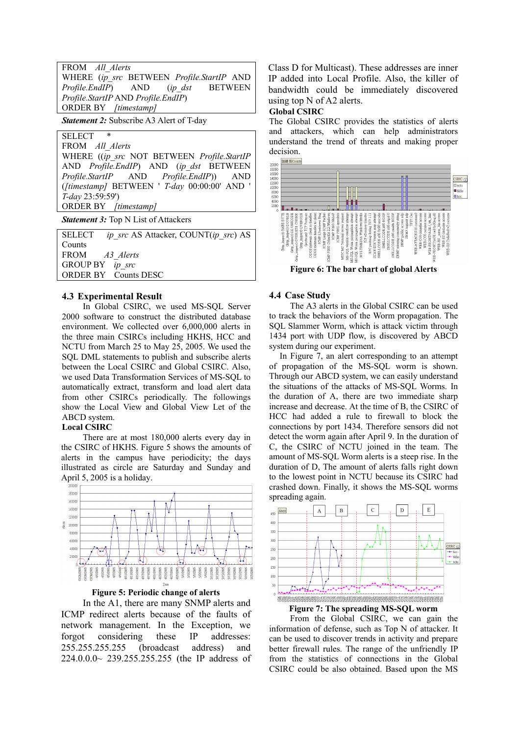```
FROM   All_Alerts
WHERE  (ip_src BETWEEN Profile.StartIP AND Profile.EndIP) AND (ip_dst BETWEEN Profile.StartIP AND Profile.EndIP)
ORDER BY   [timestamp]
```

***Statement 2:*** Subscribe A3 Alert of T-day

```
SELECT   *
FROM   All_Alerts
WHERE  ((ip_src NOT BETWEEN Profile.StartIP AND Profile.EndIP) AND (ip_dst BETWEEN Profile.StartIP AND Profile.EndIP)) AND ([timestamp] BETWEEN ' T-day 00:00:00' AND ' T-day 23:59:59')
ORDER BY   [timestamp]
```

***Statement 3:*** Top N List of Attackers

```
SELECT   ip_src AS Attacker, COUNT(ip_src) AS Counts
FROM   A3_Alerts
GROUP BY   ip_src
ORDER BY   Counts DESC
```

### 4.3 Experimental Result

In Global CSIRC, we used MS-SQL Server 2000 software to construct the distributed database environment. We collected over 6,000,000 alerts in the three main CSIRCs including HKHS, HCC and NCTU from March 25 to May 25, 2005. We used the SQL DML statements to publish and subscribe alerts between the Local CSIRC and Global CSIRC. Also, we used Data Transformation Services of MS-SQL to automatically extract, transform and load alert data from other CSIRCs periodically. The followings show the Local View and Global View Let of the ABCD system.

**Local CSIRC**

There are at most 180,000 alerts every day in the CSIRC of HKHS. Figure 5 shows the amounts of alerts in the campus have periodicity; the days illustrated as circle are Saturday and Sunday and April 5, 2005 is a holiday.

**Figure 5: Periodic change of alerts**

In the A1, there are many SNMP alerts and ICMP redirect alerts because of the faults of network management. In the Exception, we forgot considering these IP addresses: 255.255.255.255 (broadcast address) and 224.0.0.0~ 239.255.255.255 (the IP address of Class D for Multicast). These addresses are inner IP added into Local Profile. Also, the killer of bandwidth could be immediately discovered using top N of A2 alerts.

**Global CSIRC**

The Global CSIRC provides the statistics of alerts and attackers, which can help administrators understand the trend of threats and making proper decision.

**Figure 6: The bar chart of global Alerts**

### 4.4 Case Study

The A3 alerts in the Global CSIRC can be used to track the behaviors of the Worm propagation. The SQL Slammer Worm, which is attack victim through 1434 port with UDP flow, is discovered by ABCD system during our experiment.

In Figure 7, an alert corresponding to an attempt of propagation of the MS-SQL worm is shown. Through our ABCD system, we can easily understand the situations of the attacks of MS-SQL Worms. In the duration of A, there are two immediate sharp increase and decrease. At the time of B, the CSIRC of HCC had added a rule to firewall to block the connections by port 1434. Therefore sensors did not detect the worm again after April 9. In the duration of C, the CSIRC of NCTU joined in the team. The amount of MS-SQL Worm alerts is a steep rise. In the duration of D, The amount of alerts falls right down to the lowest point in NCTU because its CSIRC had crashed down. Finally, it shows the MS-SQL worms spreading again.

**Figure 7: The spreading MS-SQL worm**

From the Global CSIRC, we can gain the information of defense, such as Top N of attacker. It can be used to discover trends in activity and prepare better firewall rules. The range of the unfriendly IP from the statistics of connections in the Global CSIRC could be also obtained. Based upon the MS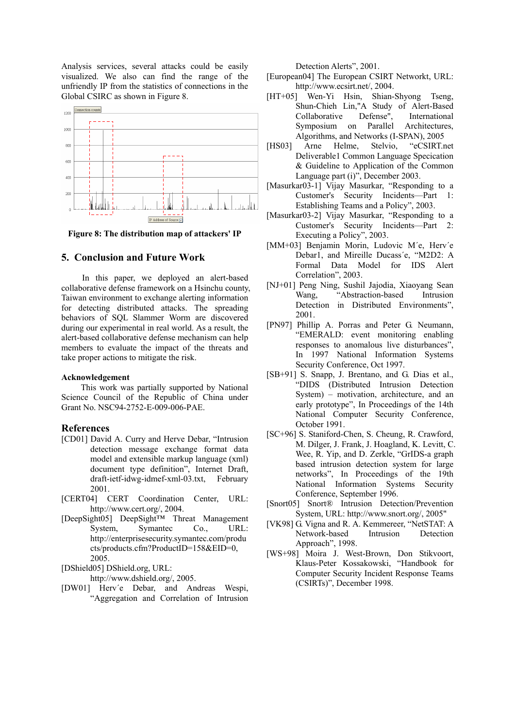Analysis services, several attacks could be easily visualized. We also can find the range of the unfriendly IP from the statistics of connections in the Global CSIRC as shown in Figure 8.

Connection counts

1200
1000
800
600
400
200
0

IP Address of Source

**Figure 8: The distribution map of attackers' IP**

## 5. Conclusion and Future Work

In this paper, we deployed an alert-based collaborative defense framework on a Hsinchu county, Taiwan environment to exchange alerting information for detecting distributed attacks. The spreading behaviors of SQL Slammer Worm are discovered during our experimental in real world. As a result, the alert-based collaborative defense mechanism can help members to evaluate the impact of the threats and take proper actions to mitigate the risk.

### Acknowledgement

This work was partially supported by National Science Council of the Republic of China under Grant No. NSC94-2752-E-009-006-PAE.

## References

[CD01] David A. Curry and Herve Debar, "Intrusion detection message exchange format data model and extensible markup language (xml) document type definition", Internet Draft, draft-ietf-idwg-idmef-xml-03.txt, February 2001.

[CERT04] CERT Coordination Center, URL: http://www.cert.org/, 2004.

[DeepSight05] DeepSight™ Threat Management System, Symantec Co., URL: http://enterprisesecurity.symantec.com/products/products.cfm?ProductID=158&EID=0, 2005.

[DShield05] DShield.org, URL: http://www.dshield.org/, 2005.

[DW01] Herv´e Debar, and Andreas Wespi, "Aggregation and Correlation of Intrusion Detection Alerts", 2001.

[European04] The European CSIRT Networkt, URL: http://www.ecsirt.net/, 2004.

[HT+05] Wen-Yi Hsin, Shian-Shyong Tseng, Shun-Chieh Lin,"A Study of Alert-Based Collaborative Defense", International Symposium on Parallel Architectures, Algorithms, and Networks (I-SPAN), 2005

[HS03] Arne Helme, Stelvio, "eCSIRT.net Deliverable1 Common Language Specication & Guideline to Application of the Common Language part (i)", December 2003.

[Masurkar03-1] Vijay Masurkar, "Responding to a Customer's Security Incidents—Part 1: Establishing Teams and a Policy", 2003.

[Masurkar03-2] Vijay Masurkar, "Responding to a Customer's Security Incidents—Part 2: Executing a Policy", 2003.

[MM+03] Benjamin Morin, Ludovic M´e, Herv´e Debar1, and Mireille Ducass´e, "M2D2: A Formal Data Model for IDS Alert Correlation", 2003.

[NJ+01] Peng Ning, Sushil Jajodia, Xiaoyang Sean Wang, "Abstraction-based Intrusion Detection in Distributed Environments", 2001.

[PN97] Phillip A. Porras and Peter G. Neumann, "EMERALD: event monitoring enabling responses to anomalous live disturbances", In 1997 National Information Systems Security Conference, Oct 1997.

[SB+91] S. Snapp, J. Brentano, and G. Dias et al., "DIDS (Distributed Intrusion Detection System) – motivation, architecture, and an early prototype", In Proceedings of the 14th National Computer Security Conference, October 1991.

[SC+96] S. Staniford-Chen, S. Cheung, R. Crawford, M. Dilger, J. Frank, J. Hoagland, K. Levitt, C. Wee, R. Yip, and D. Zerkle, "GrIDS-a graph based intrusion detection system for large networks", In Proceedings of the 19th National Information Systems Security Conference, September 1996.

[Snort05] Snort® Intrusion Detection/Prevention System, URL: http://www.snort.org/, 2005"

[VK98] G. Vigna and R. A. Kemmereer, "NetSTAT: A Network-based Intrusion Detection Approach", 1998.

[WS+98] Moira J. West-Brown, Don Stikvoort, Klaus-Peter Kossakowski, "Handbook for Computer Security Incident Response Teams (CSIRTs)", December 1998.